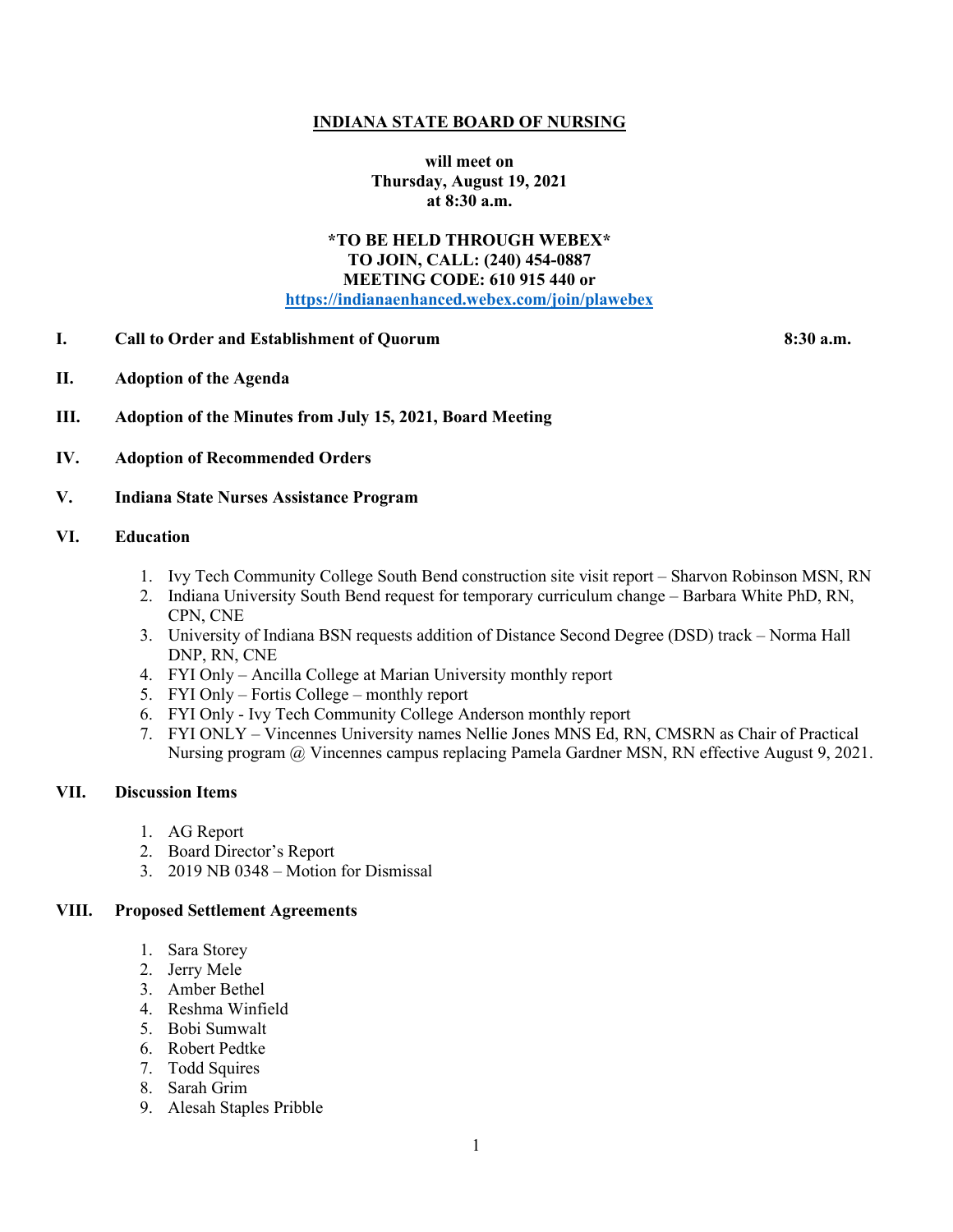# INDIANA STATE BOARD OF NURSING

**will meet on**
**Thursday, August 19, 2021**
**at 8:30 a.m.**

**\*TO BE HELD THROUGH WEBEX\***
**TO JOIN, CALL: (240) 454-0887**
**MEETING CODE: 610 915 440 or**
**[https://indianaenhanced.webex.com/join/plawebex](https://indianaenhanced.webex.com/join/plawebex)**

**I. Call to Order and Establishment of Quorum** **8:30 a.m.**

**II. Adoption of the Agenda**

**III. Adoption of the Minutes from July 15, 2021, Board Meeting**

**IV. Adoption of Recommended Orders**

**V. Indiana State Nurses Assistance Program**

**VI. Education**

1. Ivy Tech Community College South Bend construction site visit report – Sharvon Robinson MSN, RN
2. Indiana University South Bend request for temporary curriculum change – Barbara White PhD, RN, CPN, CNE
3. University of Indiana BSN requests addition of Distance Second Degree (DSD) track – Norma Hall DNP, RN, CNE
4. FYI Only – Ancilla College at Marian University monthly report
5. FYI Only – Fortis College – monthly report
6. FYI Only - Ivy Tech Community College Anderson monthly report
7. FYI ONLY – Vincennes University names Nellie Jones MNS Ed, RN, CMSRN as Chair of Practical Nursing program @ Vincennes campus replacing Pamela Gardner MSN, RN effective August 9, 2021.

**VII. Discussion Items**

1. AG Report
2. Board Director's Report
3. 2019 NB 0348 – Motion for Dismissal

**VIII. Proposed Settlement Agreements**

1. Sara Storey
2. Jerry Mele
3. Amber Bethel
4. Reshma Winfield
5. Bobi Sumwalt
6. Robert Pedtke
7. Todd Squires
8. Sarah Grim
9. Alesah Staples Pribble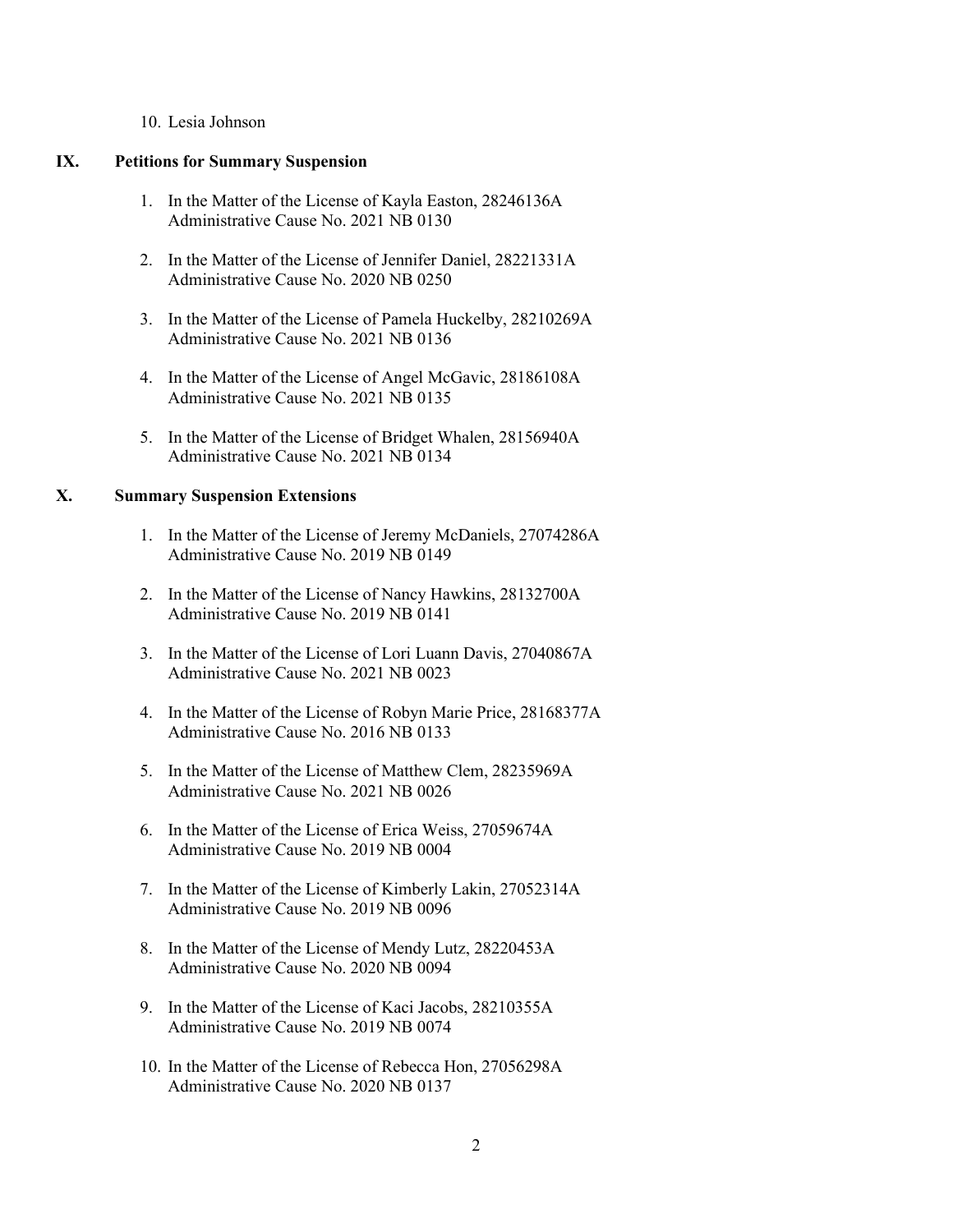10. Lesia Johnson

## IX. Petitions for Summary Suspension

1. In the Matter of the License of Kayla Easton, 28246136A
   Administrative Cause No. 2021 NB 0130

2. In the Matter of the License of Jennifer Daniel, 28221331A
   Administrative Cause No. 2020 NB 0250

3. In the Matter of the License of Pamela Huckelby, 28210269A
   Administrative Cause No. 2021 NB 0136

4. In the Matter of the License of Angel McGavic, 28186108A
   Administrative Cause No. 2021 NB 0135

5. In the Matter of the License of Bridget Whalen, 28156940A
   Administrative Cause No. 2021 NB 0134

## X. Summary Suspension Extensions

1. In the Matter of the License of Jeremy McDaniels, 27074286A
   Administrative Cause No. 2019 NB 0149

2. In the Matter of the License of Nancy Hawkins, 28132700A
   Administrative Cause No. 2019 NB 0141

3. In the Matter of the License of Lori Luann Davis, 27040867A
   Administrative Cause No. 2021 NB 0023

4. In the Matter of the License of Robyn Marie Price, 28168377A
   Administrative Cause No. 2016 NB 0133

5. In the Matter of the License of Matthew Clem, 28235969A
   Administrative Cause No. 2021 NB 0026

6. In the Matter of the License of Erica Weiss, 27059674A
   Administrative Cause No. 2019 NB 0004

7. In the Matter of the License of Kimberly Lakin, 27052314A
   Administrative Cause No. 2019 NB 0096

8. In the Matter of the License of Mendy Lutz, 28220453A
   Administrative Cause No. 2020 NB 0094

9. In the Matter of the License of Kaci Jacobs, 28210355A
   Administrative Cause No. 2019 NB 0074

10. In the Matter of the License of Rebecca Hon, 27056298A
    Administrative Cause No. 2020 NB 0137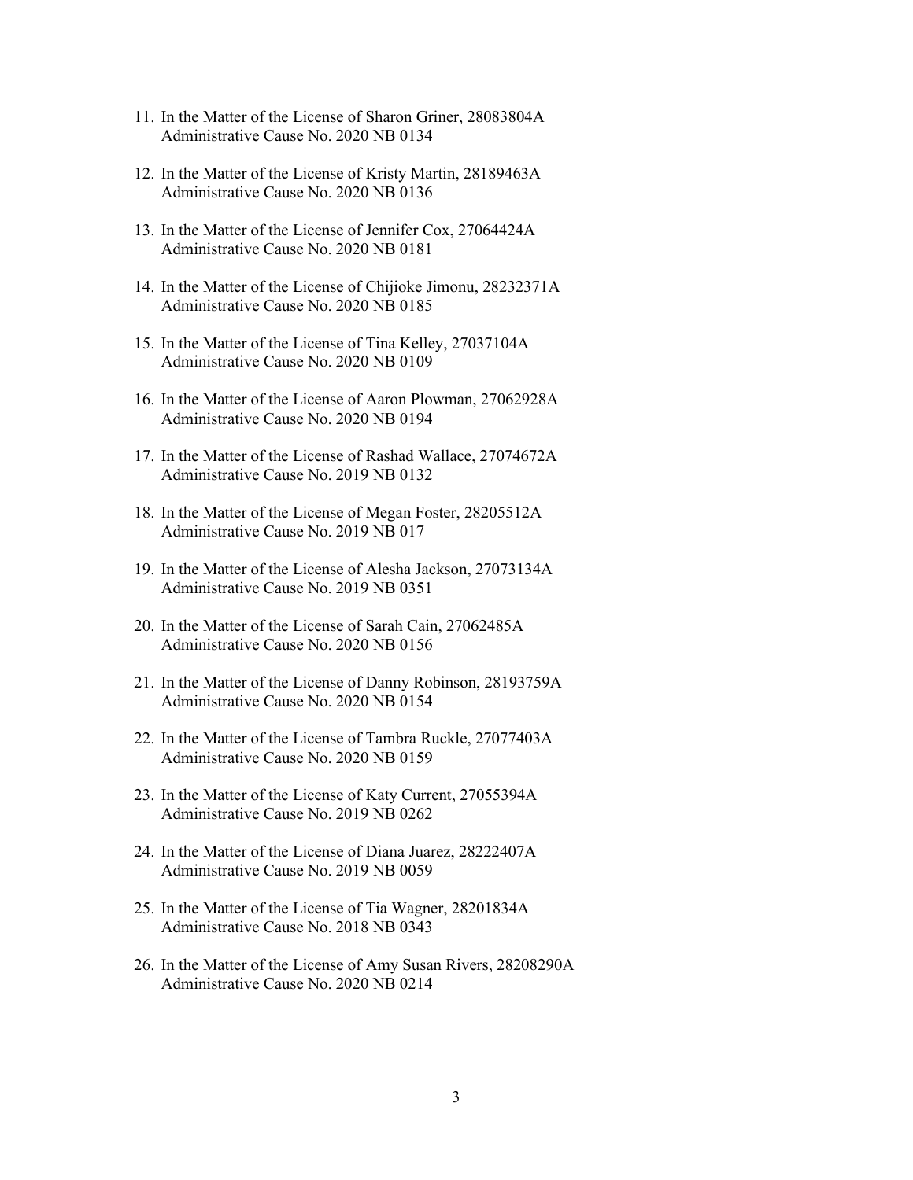11. In the Matter of the License of Sharon Griner, 28083804A
    Administrative Cause No. 2020 NB 0134

12. In the Matter of the License of Kristy Martin, 28189463A
    Administrative Cause No. 2020 NB 0136

13. In the Matter of the License of Jennifer Cox, 27064424A
    Administrative Cause No. 2020 NB 0181

14. In the Matter of the License of Chijioke Jimonu, 28232371A
    Administrative Cause No. 2020 NB 0185

15. In the Matter of the License of Tina Kelley, 27037104A
    Administrative Cause No. 2020 NB 0109

16. In the Matter of the License of Aaron Plowman, 27062928A
    Administrative Cause No. 2020 NB 0194

17. In the Matter of the License of Rashad Wallace, 27074672A
    Administrative Cause No. 2019 NB 0132

18. In the Matter of the License of Megan Foster, 28205512A
    Administrative Cause No. 2019 NB 017

19. In the Matter of the License of Alesha Jackson, 27073134A
    Administrative Cause No. 2019 NB 0351

20. In the Matter of the License of Sarah Cain, 27062485A
    Administrative Cause No. 2020 NB 0156

21. In the Matter of the License of Danny Robinson, 28193759A
    Administrative Cause No. 2020 NB 0154

22. In the Matter of the License of Tambra Ruckle, 27077403A
    Administrative Cause No. 2020 NB 0159

23. In the Matter of the License of Katy Current, 27055394A
    Administrative Cause No. 2019 NB 0262

24. In the Matter of the License of Diana Juarez, 28222407A
    Administrative Cause No. 2019 NB 0059

25. In the Matter of the License of Tia Wagner, 28201834A
    Administrative Cause No. 2018 NB 0343

26. In the Matter of the License of Amy Susan Rivers, 28208290A
    Administrative Cause No. 2020 NB 0214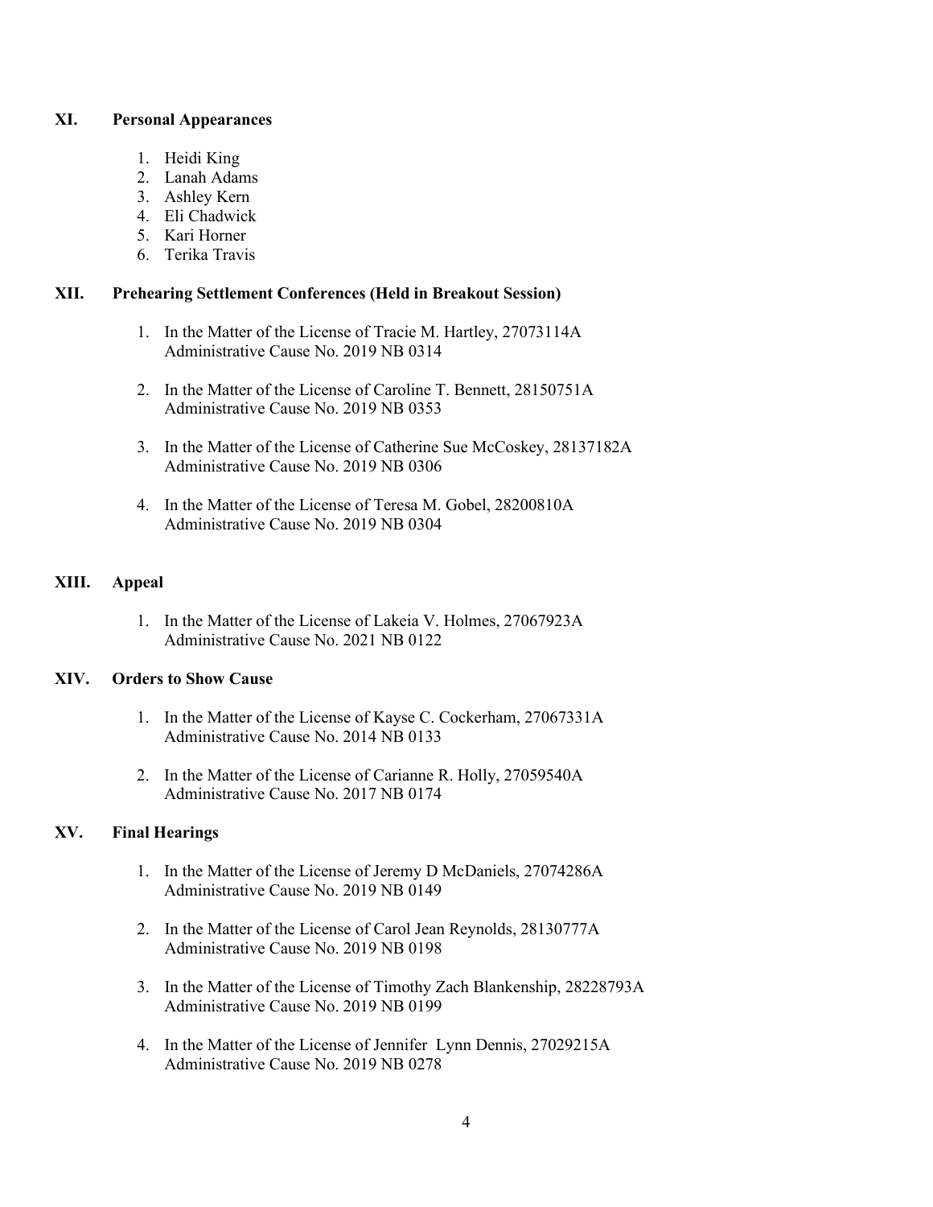## XI. Personal Appearances

1. Heidi King
2. Lanah Adams
3. Ashley Kern
4. Eli Chadwick
5. Kari Horner
6. Terika Travis

## XII. Prehearing Settlement Conferences (Held in Breakout Session)

1. In the Matter of the License of Tracie M. Hartley, 27073114A
   Administrative Cause No. 2019 NB 0314

2. In the Matter of the License of Caroline T. Bennett, 28150751A
   Administrative Cause No. 2019 NB 0353

3. In the Matter of the License of Catherine Sue McCoskey, 28137182A
   Administrative Cause No. 2019 NB 0306

4. In the Matter of the License of Teresa M. Gobel, 28200810A
   Administrative Cause No. 2019 NB 0304

## XIII. Appeal

1. In the Matter of the License of Lakeia V. Holmes, 27067923A
   Administrative Cause No. 2021 NB 0122

## XIV. Orders to Show Cause

1. In the Matter of the License of Kayse C. Cockerham, 27067331A
   Administrative Cause No. 2014 NB 0133

2. In the Matter of the License of Carianne R. Holly, 27059540A
   Administrative Cause No. 2017 NB 0174

## XV. Final Hearings

1. In the Matter of the License of Jeremy D McDaniels, 27074286A
   Administrative Cause No. 2019 NB 0149

2. In the Matter of the License of Carol Jean Reynolds, 28130777A
   Administrative Cause No. 2019 NB 0198

3. In the Matter of the License of Timothy Zach Blankenship, 28228793A
   Administrative Cause No. 2019 NB 0199

4. In the Matter of the License of Jennifer Lynn Dennis, 27029215A
   Administrative Cause No. 2019 NB 0278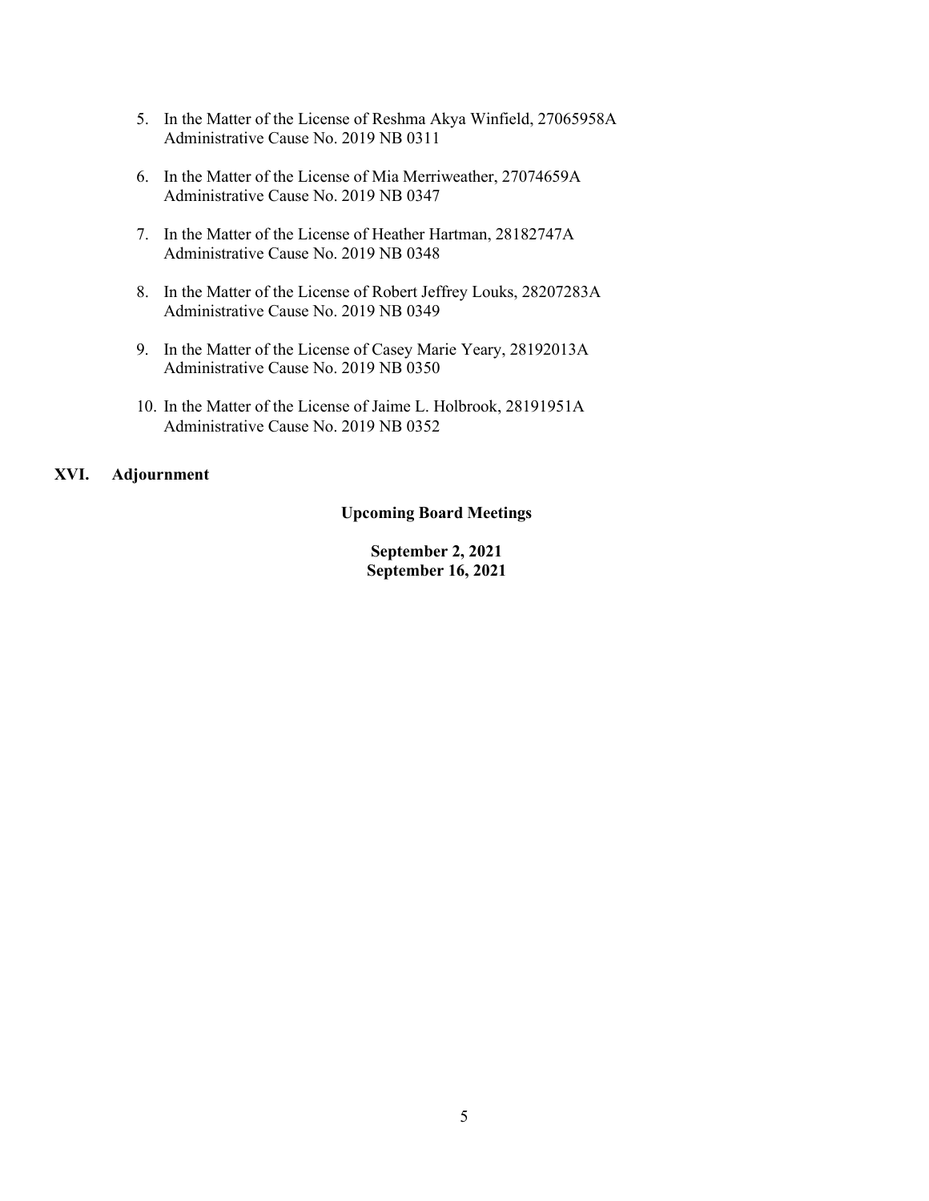5. In the Matter of the License of Reshma Akya Winfield, 27065958A
   Administrative Cause No. 2019 NB 0311

6. In the Matter of the License of Mia Merriweather, 27074659A
   Administrative Cause No. 2019 NB 0347

7. In the Matter of the License of Heather Hartman, 28182747A
   Administrative Cause No. 2019 NB 0348

8. In the Matter of the License of Robert Jeffrey Louks, 28207283A
   Administrative Cause No. 2019 NB 0349

9. In the Matter of the License of Casey Marie Yeary, 28192013A
   Administrative Cause No. 2019 NB 0350

10. In the Matter of the License of Jaime L. Holbrook, 28191951A
    Administrative Cause No. 2019 NB 0352

## XVI. Adjournment

**Upcoming Board Meetings**

**September 2, 2021**
**September 16, 2021**